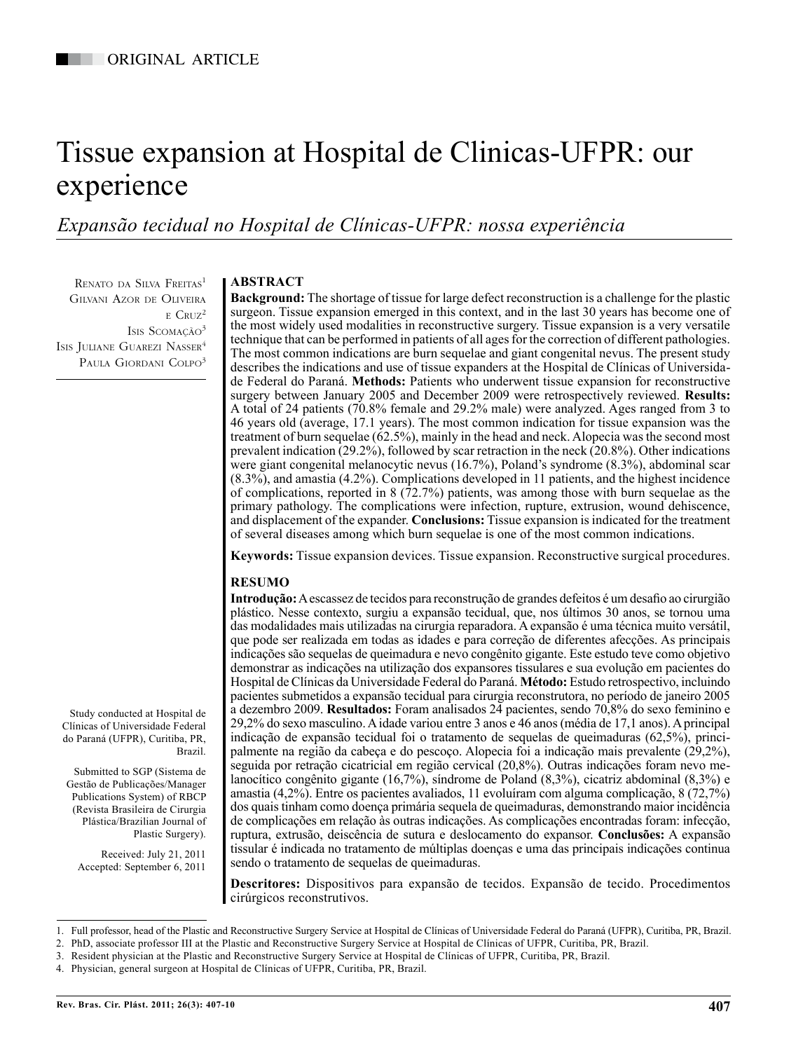ORIGINAL ARTICLE

# Tissue expansion at Hospital de Clinicas-UFPR: our experience

*Expansão tecidual no Hospital de Clínicas-UFPR: nossa experiência*

Renato da Silva Freitas[1]
Gilvani Azor de Oliveira e Cruz[2]
Isis Scomação[3]
Isis Juliane Guarezi Nasser[4]
Paula Giordani Colpo[3]

## ABSTRACT

**Background:** The shortage of tissue for large defect reconstruction is a challenge for the plastic surgeon. Tissue expansion emerged in this context, and in the last 30 years has become one of the most widely used modalities in reconstructive surgery. Tissue expansion is a very versatile technique that can be performed in patients of all ages for the correction of different pathologies. The most common indications are burn sequelae and giant congenital nevus. The present study describes the indications and use of tissue expanders at the Hospital de Clínicas of Universidade Federal do Paraná. **Methods:** Patients who underwent tissue expansion for reconstructive surgery between January 2005 and December 2009 were retrospectively reviewed. **Results:** A total of 24 patients (70.8% female and 29.2% male) were analyzed. Ages ranged from 3 to 46 years old (average, 17.1 years). The most common indication for tissue expansion was the treatment of burn sequelae (62.5%), mainly in the head and neck. Alopecia was the second most prevalent indication (29.2%), followed by scar retraction in the neck (20.8%). Other indications were giant congenital melanocytic nevus (16.7%), Poland's syndrome (8.3%), abdominal scar (8.3%), and amastia (4.2%). Complications developed in 11 patients, and the highest incidence of complications, reported in 8 (72.7%) patients, was among those with burn sequelae as the primary pathology. The complications were infection, rupture, extrusion, wound dehiscence, and displacement of the expander. **Conclusions:** Tissue expansion is indicated for the treatment of several diseases among which burn sequelae is one of the most common indications.

**Keywords:** Tissue expansion devices. Tissue expansion. Reconstructive surgical procedures.

## RESUMO

**Introdução:** A escassez de tecidos para reconstrução de grandes defeitos é um desafio ao cirurgião plástico. Nesse contexto, surgiu a expansão tecidual, que, nos últimos 30 anos, se tornou uma das modalidades mais utilizadas na cirurgia reparadora. A expansão é uma técnica muito versátil, que pode ser realizada em todas as idades e para correção de diferentes afecções. As principais indicações são sequelas de queimadura e nevo congênito gigante. Este estudo teve como objetivo demonstrar as indicações na utilização dos expansores tissulares e sua evolução em pacientes do Hospital de Clínicas da Universidade Federal do Paraná. **Método:** Estudo retrospectivo, incluindo pacientes submetidos a expansão tecidual para cirurgia reconstrutora, no período de janeiro 2005 a dezembro 2009. **Resultados:** Foram analisados 24 pacientes, sendo 70,8% do sexo feminino e 29,2% do sexo masculino. A idade variou entre 3 anos e 46 anos (média de 17,1 anos). A principal indicação de expansão tecidual foi o tratamento de sequelas de queimaduras (62,5%), principalmente na região da cabeça e do pescoço. Alopecia foi a indicação mais prevalente (29,2%), seguida por retração cicatricial em região cervical (20,8%). Outras indicações foram nevo melanocítico congênito gigante (16,7%), síndrome de Poland (8,3%), cicatriz abdominal (8,3%) e amastia (4,2%). Entre os pacientes avaliados, 11 evoluíram com alguma complicação, 8 (72,7%) dos quais tinham como doença primária sequela de queimaduras, demonstrando maior incidência de complicações em relação às outras indicações. As complicações encontradas foram: infecção, ruptura, extrusão, deiscência de sutura e deslocamento do expansor. **Conclusões:** A expansão tissular é indicada no tratamento de múltiplas doenças e uma das principais indicações continua sendo o tratamento de sequelas de queimaduras.

**Descritores:** Dispositivos para expansão de tecidos. Expansão de tecido. Procedimentos cirúrgicos reconstrutivos.

Study conducted at Hospital de Clínicas of Universidade Federal do Paraná (UFPR), Curitiba, PR, Brazil.

Submitted to SGP (Sistema de Gestão de Publicações/Manager Publications System) of RBCP (Revista Brasileira de Cirurgia Plástica/Brazilian Journal of Plastic Surgery).

Received: July 21, 2011
Accepted: September 6, 2011

1. Full professor, head of the Plastic and Reconstructive Surgery Service at Hospital de Clínicas of Universidade Federal do Paraná (UFPR), Curitiba, PR, Brazil.
2. PhD, associate professor III at the Plastic and Reconstructive Surgery Service at Hospital de Clínicas of UFPR, Curitiba, PR, Brazil.
3. Resident physician at the Plastic and Reconstructive Surgery Service at Hospital de Clínicas of UFPR, Curitiba, PR, Brazil.
4. Physician, general surgeon at Hospital de Clínicas of UFPR, Curitiba, PR, Brazil.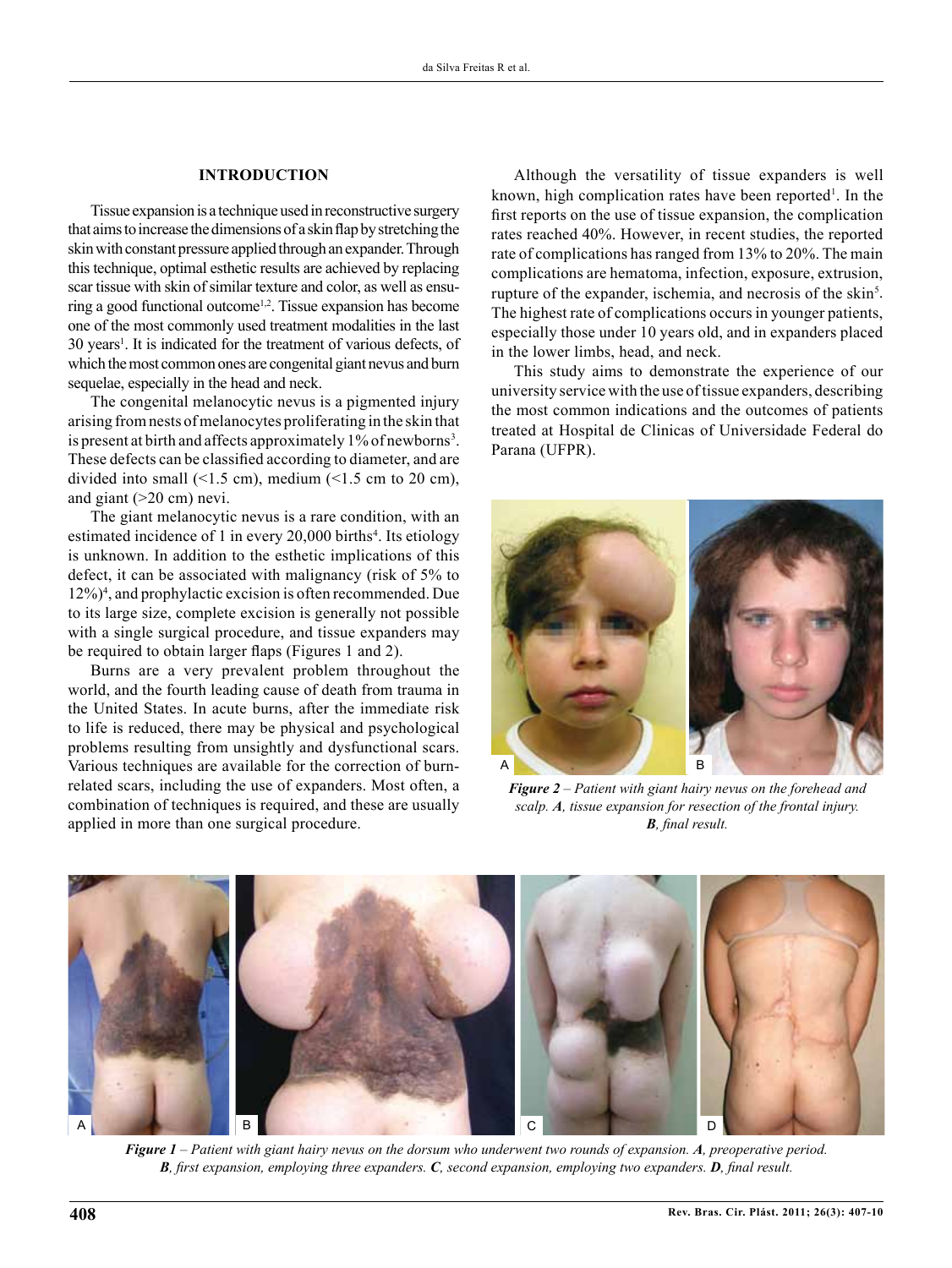## INTRODUCTION

Tissue expansion is a technique used in reconstructive surgery that aims to increase the dimensions of a skin flap by stretching the skin with constant pressure applied through an expander. Through this technique, optimal esthetic results are achieved by replacing scar tissue with skin of similar texture and color, as well as ensuring a good functional outcome[1,2]. Tissue expansion has become one of the most commonly used treatment modalities in the last 30 years[1]. It is indicated for the treatment of various defects, of which the most common ones are congenital giant nevus and burn sequelae, especially in the head and neck.

The congenital melanocytic nevus is a pigmented injury arising from nests of melanocytes proliferating in the skin that is present at birth and affects approximately 1% of newborns[3]. These defects can be classified according to diameter, and are divided into small (<1.5 cm), medium (<1.5 cm to 20 cm), and giant (>20 cm) nevi.

The giant melanocytic nevus is a rare condition, with an estimated incidence of 1 in every 20,000 births[4]. Its etiology is unknown. In addition to the esthetic implications of this defect, it can be associated with malignancy (risk of 5% to 12%)[4], and prophylactic excision is often recommended. Due to its large size, complete excision is generally not possible with a single surgical procedure, and tissue expanders may be required to obtain larger flaps (Figures 1 and 2).

Burns are a very prevalent problem throughout the world, and the fourth leading cause of death from trauma in the United States. In acute burns, after the immediate risk to life is reduced, there may be physical and psychological problems resulting from unsightly and dysfunctional scars. Various techniques are available for the correction of burn-related scars, including the use of expanders. Most often, a combination of techniques is required, and these are usually applied in more than one surgical procedure.

Although the versatility of tissue expanders is well known, high complication rates have been reported[1]. In the first reports on the use of tissue expansion, the complication rates reached 40%. However, in recent studies, the reported rate of complications has ranged from 13% to 20%. The main complications are hematoma, infection, exposure, extrusion, rupture of the expander, ischemia, and necrosis of the skin[5]. The highest rate of complications occurs in younger patients, especially those under 10 years old, and in expanders placed in the lower limbs, head, and neck.

This study aims to demonstrate the experience of our university service with the use of tissue expanders, describing the most common indications and the outcomes of patients treated at Hospital de Clinicas of Universidade Federal do Parana (UFPR).

***Figure 2*** *– Patient with giant hairy nevus on the forehead and scalp.* ***A****, tissue expansion for resection of the frontal injury.* ***B****, final result.*

***Figure 1*** *– Patient with giant hairy nevus on the dorsum who underwent two rounds of expansion.* ***A****, preoperative period.* ***B****, first expansion, employing three expanders.* ***C****, second expansion, employing two expanders.* ***D****, final result.*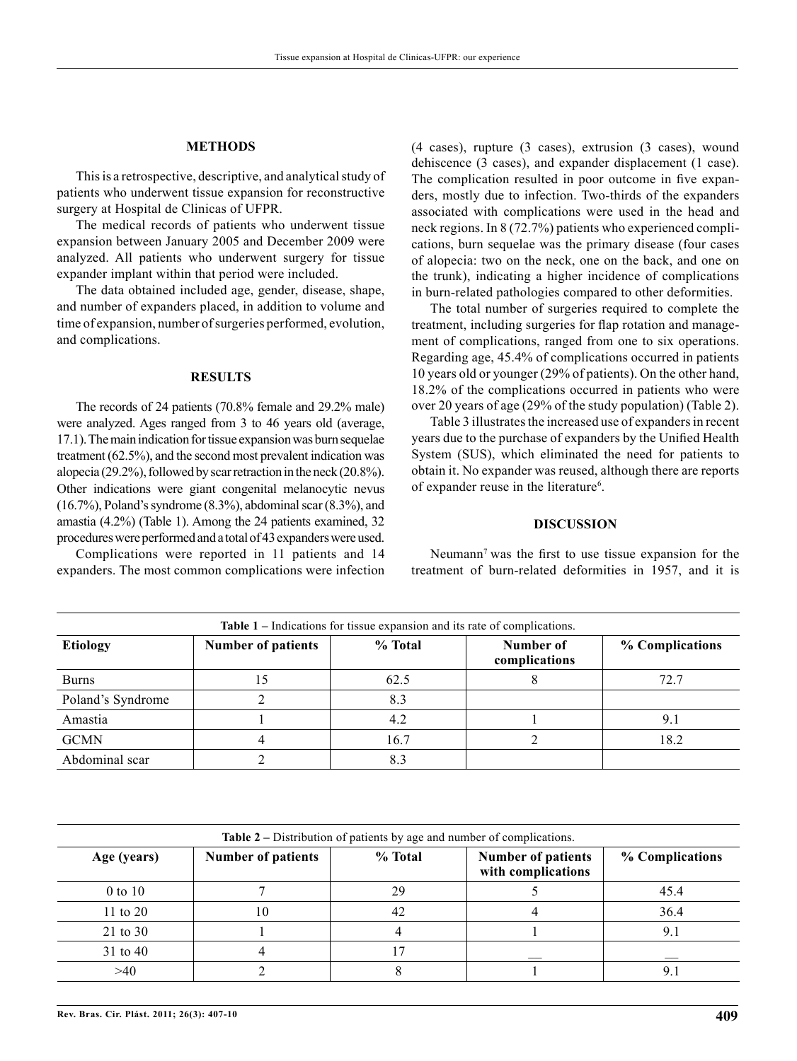## METHODS

This is a retrospective, descriptive, and analytical study of patients who underwent tissue expansion for reconstructive surgery at Hospital de Clinicas of UFPR.

The medical records of patients who underwent tissue expansion between January 2005 and December 2009 were analyzed. All patients who underwent surgery for tissue expander implant within that period were included.

The data obtained included age, gender, disease, shape, and number of expanders placed, in addition to volume and time of expansion, number of surgeries performed, evolution, and complications.

## RESULTS

The records of 24 patients (70.8% female and 29.2% male) were analyzed. Ages ranged from 3 to 46 years old (average, 17.1). The main indication for tissue expansion was burn sequelae treatment (62.5%), and the second most prevalent indication was alopecia (29.2%), followed by scar retraction in the neck (20.8%). Other indications were giant congenital melanocytic nevus (16.7%), Poland's syndrome (8.3%), abdominal scar (8.3%), and amastia (4.2%) (Table 1). Among the 24 patients examined, 32 procedures were performed and a total of 43 expanders were used.

Complications were reported in 11 patients and 14 expanders. The most common complications were infection (4 cases), rupture (3 cases), extrusion (3 cases), wound dehiscence (3 cases), and expander displacement (1 case). The complication resulted in poor outcome in five expanders, mostly due to infection. Two-thirds of the expanders associated with complications were used in the head and neck regions. In 8 (72.7%) patients who experienced complications, burn sequelae was the primary disease (four cases of alopecia: two on the neck, one on the back, and one on the trunk), indicating a higher incidence of complications in burn-related pathologies compared to other deformities.

The total number of surgeries required to complete the treatment, including surgeries for flap rotation and management of complications, ranged from one to six operations. Regarding age, 45.4% of complications occurred in patients 10 years old or younger (29% of patients). On the other hand, 18.2% of the complications occurred in patients who were over 20 years of age (29% of the study population) (Table 2).

Table 3 illustrates the increased use of expanders in recent years due to the purchase of expanders by the Unified Health System (SUS), which eliminated the need for patients to obtain it. No expander was reused, although there are reports of expander reuse in the literature[6].

## DISCUSSION

Neumann[7] was the first to use tissue expansion for the treatment of burn-related deformities in 1957, and it is

**Table 1 –** Indications for tissue expansion and its rate of complications.

| Etiology | Number of patients | % Total | Number of complications | % Complications |
|---|---|---|---|---|
| Burns | 15 | 62.5 | 8 | 72.7 |
| Poland's Syndrome | 2 | 8.3 | | |
| Amastia | 1 | 4.2 | 1 | 9.1 |
| GCMN | 4 | 16.7 | 2 | 18.2 |
| Abdominal scar | 2 | 8.3 | | |

**Table 2 –** Distribution of patients by age and number of complications.

| Age (years) | Number of patients | % Total | Number of patients with complications | % Complications |
|---|---|---|---|---|
| 0 to 10 | 7 | 29 | 5 | 45.4 |
| 11 to 20 | 10 | 42 | 4 | 36.4 |
| 21 to 30 | 1 | 4 | 1 | 9.1 |
| 31 to 40 | 4 | 17 | __ | __ |
| >40 | 2 | 8 | 1 | 9.1 |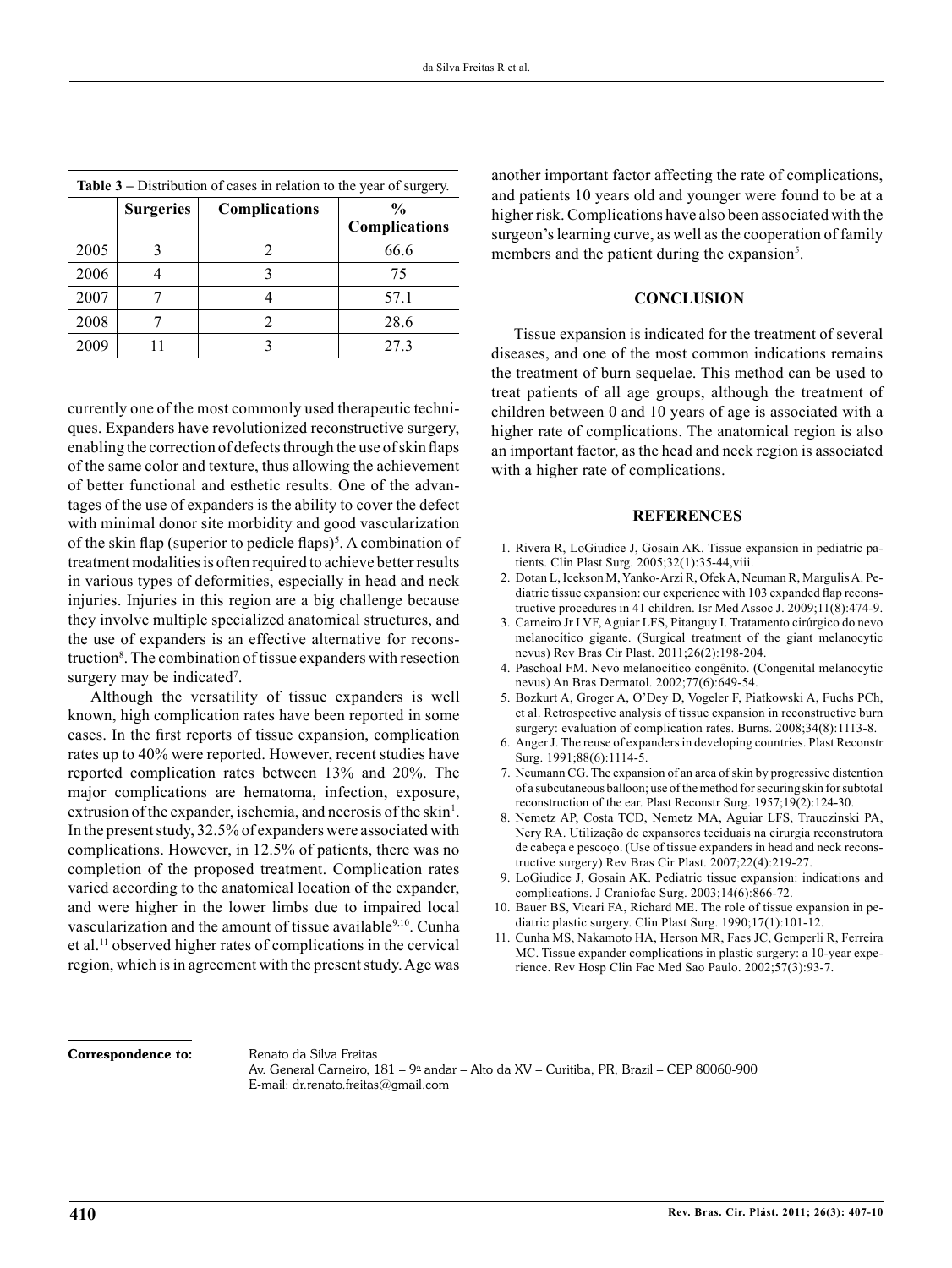**Table 3 –** Distribution of cases in relation to the year of surgery.

| | Surgeries | Complications | % Complications |
|---|---|---|---|
| 2005 | 3 | 2 | 66.6 |
| 2006 | 4 | 3 | 75 |
| 2007 | 7 | 4 | 57.1 |
| 2008 | 7 | 2 | 28.6 |
| 2009 | 11 | 3 | 27.3 |

currently one of the most commonly used therapeutic techniques. Expanders have revolutionized reconstructive surgery, enabling the correction of defects through the use of skin flaps of the same color and texture, thus allowing the achievement of better functional and esthetic results. One of the advantages of the use of expanders is the ability to cover the defect with minimal donor site morbidity and good vascularization of the skin flap (superior to pedicle flaps)[5]. A combination of treatment modalities is often required to achieve better results in various types of deformities, especially in head and neck injuries. Injuries in this region are a big challenge because they involve multiple specialized anatomical structures, and the use of expanders is an effective alternative for reconstruction[8]. The combination of tissue expanders with resection surgery may be indicated[7].

Although the versatility of tissue expanders is well known, high complication rates have been reported in some cases. In the first reports of tissue expansion, complication rates up to 40% were reported. However, recent studies have reported complication rates between 13% and 20%. The major complications are hematoma, infection, exposure, extrusion of the expander, ischemia, and necrosis of the skin[1]. In the present study, 32.5% of expanders were associated with complications. However, in 12.5% of patients, there was no completion of the proposed treatment. Complication rates varied according to the anatomical location of the expander, and were higher in the lower limbs due to impaired local vascularization and the amount of tissue available[9,10]. Cunha et al.[11] observed higher rates of complications in the cervical region, which is in agreement with the present study. Age was another important factor affecting the rate of complications, and patients 10 years old and younger were found to be at a higher risk. Complications have also been associated with the surgeon's learning curve, as well as the cooperation of family members and the patient during the expansion[5].

## CONCLUSION

Tissue expansion is indicated for the treatment of several diseases, and one of the most common indications remains the treatment of burn sequelae. This method can be used to treat patients of all age groups, although the treatment of children between 0 and 10 years of age is associated with a higher rate of complications. The anatomical region is also an important factor, as the head and neck region is associated with a higher rate of complications.

## REFERENCES

1. Rivera R, LoGiudice J, Gosain AK. Tissue expansion in pediatric patients. Clin Plast Surg. 2005;32(1):35-44,viii.
2. Dotan L, Icekson M, Yanko-Arzi R, Ofek A, Neuman R, Margulis A. Pediatric tissue expansion: our experience with 103 expanded flap reconstructive procedures in 41 children. Isr Med Assoc J. 2009;11(8):474-9.
3. Carneiro Jr LVF, Aguiar LFS, Pitanguy I. Tratamento cirúrgico do nevo melanocítico gigante. (Surgical treatment of the giant melanocytic nevus) Rev Bras Cir Plast. 2011;26(2):198-204.
4. Paschoal FM. Nevo melanocítico congênito. (Congenital melanocytic nevus) An Bras Dermatol. 2002;77(6):649-54.
5. Bozkurt A, Groger A, O'Dey D, Vogeler F, Piatkowski A, Fuchs PCh, et al. Retrospective analysis of tissue expansion in reconstructive burn surgery: evaluation of complication rates. Burns. 2008;34(8):1113-8.
6. Anger J. The reuse of expanders in developing countries. Plast Reconstr Surg. 1991;88(6):1114-5.
7. Neumann CG. The expansion of an area of skin by progressive distention of a subcutaneous balloon; use of the method for securing skin for subtotal reconstruction of the ear. Plast Reconstr Surg. 1957;19(2):124-30.
8. Nemetz AP, Costa TCD, Nemetz MA, Aguiar LFS, Trauczinski PA, Nery RA. Utilização de expansores teciduais na cirurgia reconstrutora de cabeça e pescoço. (Use of tissue expanders in head and neck reconstructive surgery) Rev Bras Cir Plast. 2007;22(4):219-27.
9. LoGiudice J, Gosain AK. Pediatric tissue expansion: indications and complications. J Craniofac Surg. 2003;14(6):866-72.
10. Bauer BS, Vicari FA, Richard ME. The role of tissue expansion in pediatric plastic surgery. Clin Plast Surg. 1990;17(1):101-12.
11. Cunha MS, Nakamoto HA, Herson MR, Faes JC, Gemperli R, Ferreira MC. Tissue expander complications in plastic surgery: a 10-year experience. Rev Hosp Clin Fac Med Sao Paulo. 2002;57(3):93-7.

**Correspondence to:** Renato da Silva Freitas
Av. General Carneiro, 181 – 9º andar – Alto da XV – Curitiba, PR, Brazil – CEP 80060-900
E-mail: dr.renato.freitas@gmail.com